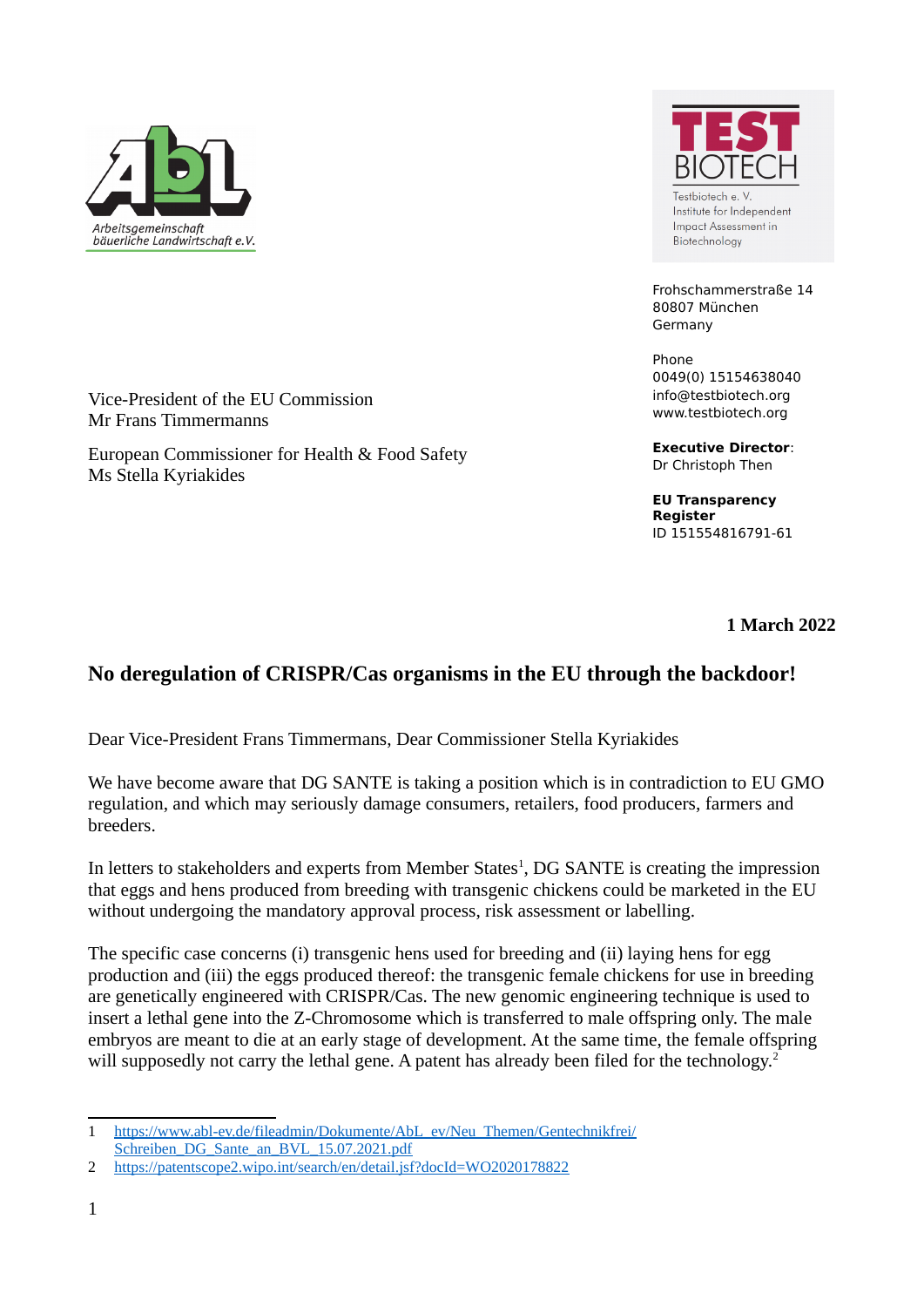Arbeitsgemeinschaft bäuerliche Landwirtschaft e.V.

Testbiotech e. V.
Institute for Independent Impact Assessment in Biotechnology

Frohschammerstraße 14
80807 München
Germany

Phone
0049(0) 15154638040
info@testbiotech.org
www.testbiotech.org

**Executive Director**:
Dr Christoph Then

**EU Transparency Register**
ID 151554816791-61

Vice-President of the EU Commission
Mr Frans Timmermanns

European Commissioner for Health & Food Safety
Ms Stella Kyriakides

**1 March 2022**

## No deregulation of CRISPR/Cas organisms in the EU through the backdoor!

Dear Vice-President Frans Timmermans, Dear Commissioner Stella Kyriakides

We have become aware that DG SANTE is taking a position which is in contradiction to EU GMO regulation, and which may seriously damage consumers, retailers, food producers, farmers and breeders.

In letters to stakeholders and experts from Member States[1], DG SANTE is creating the impression that eggs and hens produced from breeding with transgenic chickens could be marketed in the EU without undergoing the mandatory approval process, risk assessment or labelling.

The specific case concerns (i) transgenic hens used for breeding and (ii) laying hens for egg production and (iii) the eggs produced thereof: the transgenic female chickens for use in breeding are genetically engineered with CRISPR/Cas. The new genomic engineering technique is used to insert a lethal gene into the Z-Chromosome which is transferred to male offspring only. The male embryos are meant to die at an early stage of development. At the same time, the female offspring will supposedly not carry the lethal gene. A patent has already been filed for the technology.[2]

---

1 https://www.abl-ev.de/fileadmin/Dokumente/AbL_ev/Neu_Themen/Gentechnikfrei/Schreiben_DG_Sante_an_BVL_15.07.2021.pdf

2 https://patentscope2.wipo.int/search/en/detail.jsf?docId=WO2020178822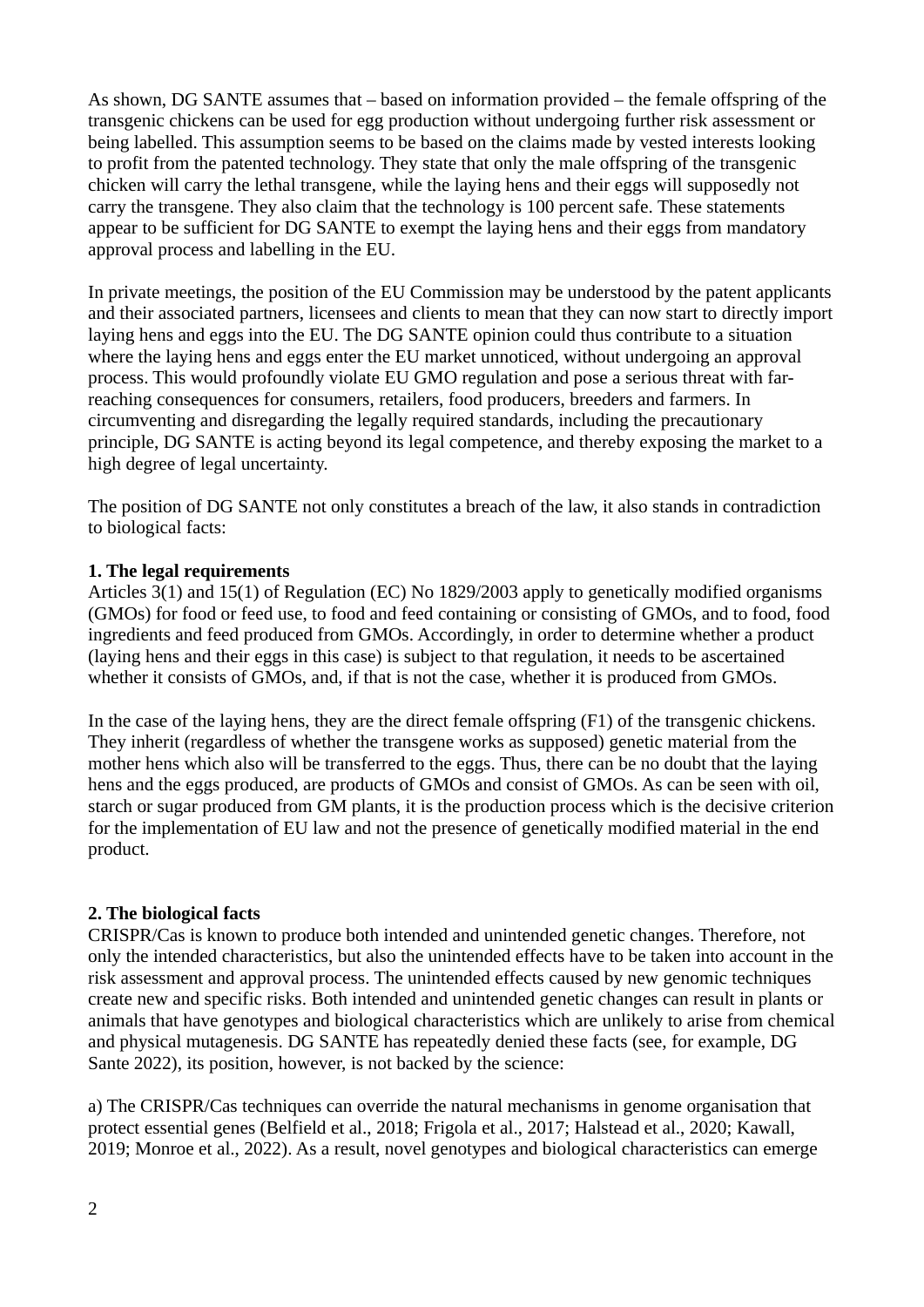As shown, DG SANTE assumes that – based on information provided – the female offspring of the transgenic chickens can be used for egg production without undergoing further risk assessment or being labelled. This assumption seems to be based on the claims made by vested interests looking to profit from the patented technology. They state that only the male offspring of the transgenic chicken will carry the lethal transgene, while the laying hens and their eggs will supposedly not carry the transgene. They also claim that the technology is 100 percent safe. These statements appear to be sufficient for DG SANTE to exempt the laying hens and their eggs from mandatory approval process and labelling in the EU.

In private meetings, the position of the EU Commission may be understood by the patent applicants and their associated partners, licensees and clients to mean that they can now start to directly import laying hens and eggs into the EU. The DG SANTE opinion could thus contribute to a situation where the laying hens and eggs enter the EU market unnoticed, without undergoing an approval process. This would profoundly violate EU GMO regulation and pose a serious threat with far-reaching consequences for consumers, retailers, food producers, breeders and farmers. In circumventing and disregarding the legally required standards, including the precautionary principle, DG SANTE is acting beyond its legal competence, and thereby exposing the market to a high degree of legal uncertainty.

The position of DG SANTE not only constitutes a breach of the law, it also stands in contradiction to biological facts:

**1. The legal requirements**

Articles 3(1) and 15(1) of Regulation (EC) No 1829/2003 apply to genetically modified organisms (GMOs) for food or feed use, to food and feed containing or consisting of GMOs, and to food, food ingredients and feed produced from GMOs. Accordingly, in order to determine whether a product (laying hens and their eggs in this case) is subject to that regulation, it needs to be ascertained whether it consists of GMOs, and, if that is not the case, whether it is produced from GMOs.

In the case of the laying hens, they are the direct female offspring (F1) of the transgenic chickens. They inherit (regardless of whether the transgene works as supposed) genetic material from the mother hens which also will be transferred to the eggs. Thus, there can be no doubt that the laying hens and the eggs produced, are products of GMOs and consist of GMOs. As can be seen with oil, starch or sugar produced from GM plants, it is the production process which is the decisive criterion for the implementation of EU law and not the presence of genetically modified material in the end product.

**2. The biological facts**

CRISPR/Cas is known to produce both intended and unintended genetic changes. Therefore, not only the intended characteristics, but also the unintended effects have to be taken into account in the risk assessment and approval process. The unintended effects caused by new genomic techniques create new and specific risks. Both intended and unintended genetic changes can result in plants or animals that have genotypes and biological characteristics which are unlikely to arise from chemical and physical mutagenesis. DG SANTE has repeatedly denied these facts (see, for example, DG Sante 2022), its position, however, is not backed by the science:

a) The CRISPR/Cas techniques can override the natural mechanisms in genome organisation that protect essential genes (Belfield et al., 2018; Frigola et al., 2017; Halstead et al., 2020; Kawall, 2019; Monroe et al., 2022). As a result, novel genotypes and biological characteristics can emerge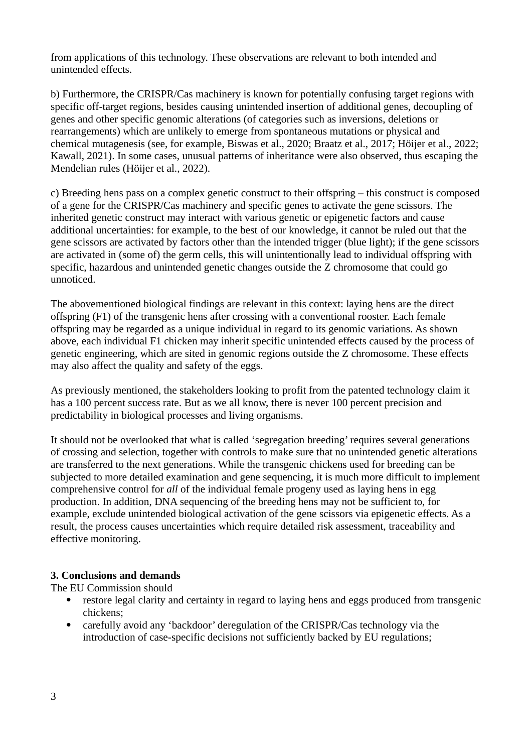from applications of this technology. These observations are relevant to both intended and unintended effects.

b) Furthermore, the CRISPR/Cas machinery is known for potentially confusing target regions with specific off-target regions, besides causing unintended insertion of additional genes, decoupling of genes and other specific genomic alterations (of categories such as inversions, deletions or rearrangements) which are unlikely to emerge from spontaneous mutations or physical and chemical mutagenesis (see, for example, Biswas et al., 2020; Braatz et al., 2017; Höijer et al., 2022; Kawall, 2021). In some cases, unusual patterns of inheritance were also observed, thus escaping the Mendelian rules (Höijer et al., 2022).

c) Breeding hens pass on a complex genetic construct to their offspring – this construct is composed of a gene for the CRISPR/Cas machinery and specific genes to activate the gene scissors. The inherited genetic construct may interact with various genetic or epigenetic factors and cause additional uncertainties: for example, to the best of our knowledge, it cannot be ruled out that the gene scissors are activated by factors other than the intended trigger (blue light); if the gene scissors are activated in (some of) the germ cells, this will unintentionally lead to individual offspring with specific, hazardous and unintended genetic changes outside the Z chromosome that could go unnoticed.

The abovementioned biological findings are relevant in this context: laying hens are the direct offspring (F1) of the transgenic hens after crossing with a conventional rooster. Each female offspring may be regarded as a unique individual in regard to its genomic variations. As shown above, each individual F1 chicken may inherit specific unintended effects caused by the process of genetic engineering, which are sited in genomic regions outside the Z chromosome. These effects may also affect the quality and safety of the eggs.

As previously mentioned, the stakeholders looking to profit from the patented technology claim it has a 100 percent success rate. But as we all know, there is never 100 percent precision and predictability in biological processes and living organisms.

It should not be overlooked that what is called 'segregation breeding' requires several generations of crossing and selection, together with controls to make sure that no unintended genetic alterations are transferred to the next generations. While the transgenic chickens used for breeding can be subjected to more detailed examination and gene sequencing, it is much more difficult to implement comprehensive control for *all* of the individual female progeny used as laying hens in egg production. In addition, DNA sequencing of the breeding hens may not be sufficient to, for example, exclude unintended biological activation of the gene scissors via epigenetic effects. As a result, the process causes uncertainties which require detailed risk assessment, traceability and effective monitoring.

## 3. Conclusions and demands

The EU Commission should

- restore legal clarity and certainty in regard to laying hens and eggs produced from transgenic chickens;
- carefully avoid any 'backdoor' deregulation of the CRISPR/Cas technology via the introduction of case-specific decisions not sufficiently backed by EU regulations;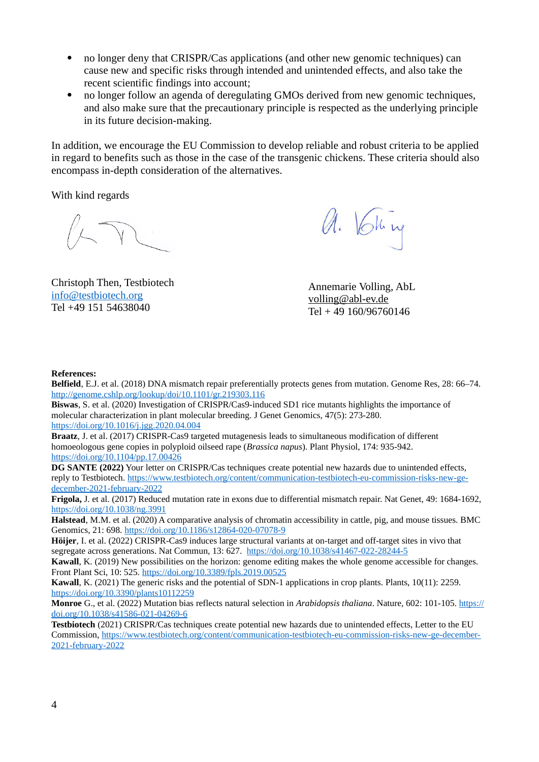- no longer deny that CRISPR/Cas applications (and other new genomic techniques) can cause new and specific risks through intended and unintended effects, and also take the recent scientific findings into account;
- no longer follow an agenda of deregulating GMOs derived from new genomic techniques, and also make sure that the precautionary principle is respected as the underlying principle in its future decision-making.

In addition, we encourage the EU Commission to develop reliable and robust criteria to be applied in regard to benefits such as those in the case of the transgenic chickens. These criteria should also encompass in-depth consideration of the alternatives.

With kind regards

Christoph Then, Testbiotech
info@testbiotech.org
Tel +49 151 54638040

Annemarie Volling, AbL
volling@abl-ev.de
Tel + 49 160/96760146

**References:**

**Belfield**, E.J. et al. (2018) DNA mismatch repair preferentially protects genes from mutation. Genome Res, 28: 66–74. http://genome.cshlp.org/lookup/doi/10.1101/gr.219303.116

**Biswas**, S. et al. (2020) Investigation of CRISPR/Cas9-induced SD1 rice mutants highlights the importance of molecular characterization in plant molecular breeding. J Genet Genomics, 47(5): 273-280. https://doi.org/10.1016/j.jgg.2020.04.004

**Braatz**, J. et al. (2017) CRISPR-Cas9 targeted mutagenesis leads to simultaneous modification of different homoeologous gene copies in polyploid oilseed rape (*Brassica napus*). Plant Physiol, 174: 935-942. https://doi.org/10.1104/pp.17.00426

**DG SANTE (2022)** Your letter on CRISPR/Cas techniques create potential new hazards due to unintended effects, reply to Testbiotech. https://www.testbiotech.org/content/communication-testbiotech-eu-commission-risks-new-ge-december-2021-february-2022

**Frigola,** J. et al. (2017) Reduced mutation rate in exons due to differential mismatch repair. Nat Genet, 49: 1684-1692, https://doi.org/10.1038/ng.3991

**Halstead**, M.M. et al. (2020) A comparative analysis of chromatin accessibility in cattle, pig, and mouse tissues. BMC Genomics, 21: 698. https://doi.org/10.1186/s12864-020-07078-9

**Höijer**, I. et al. (2022) CRISPR-Cas9 induces large structural variants at on-target and off-target sites in vivo that segregate across generations. Nat Commun, 13: 627. https://doi.org/10.1038/s41467-022-28244-5

**Kawall**, K. (2019) New possibilities on the horizon: genome editing makes the whole genome accessible for changes. Front Plant Sci, 10: 525. https://doi.org/10.3389/fpls.2019.00525

**Kawall**, K. (2021) The generic risks and the potential of SDN-1 applications in crop plants. Plants, 10(11): 2259. https://doi.org/10.3390/plants10112259

**Monroe** G., et al. (2022) Mutation bias reflects natural selection in *Arabidopsis thaliana*. Nature, 602: 101-105. https://doi.org/10.1038/s41586-021-04269-6

**Testbiotech** (2021) CRISPR/Cas techniques create potential new hazards due to unintended effects, Letter to the EU Commission, https://www.testbiotech.org/content/communication-testbiotech-eu-commission-risks-new-ge-december-2021-february-2022